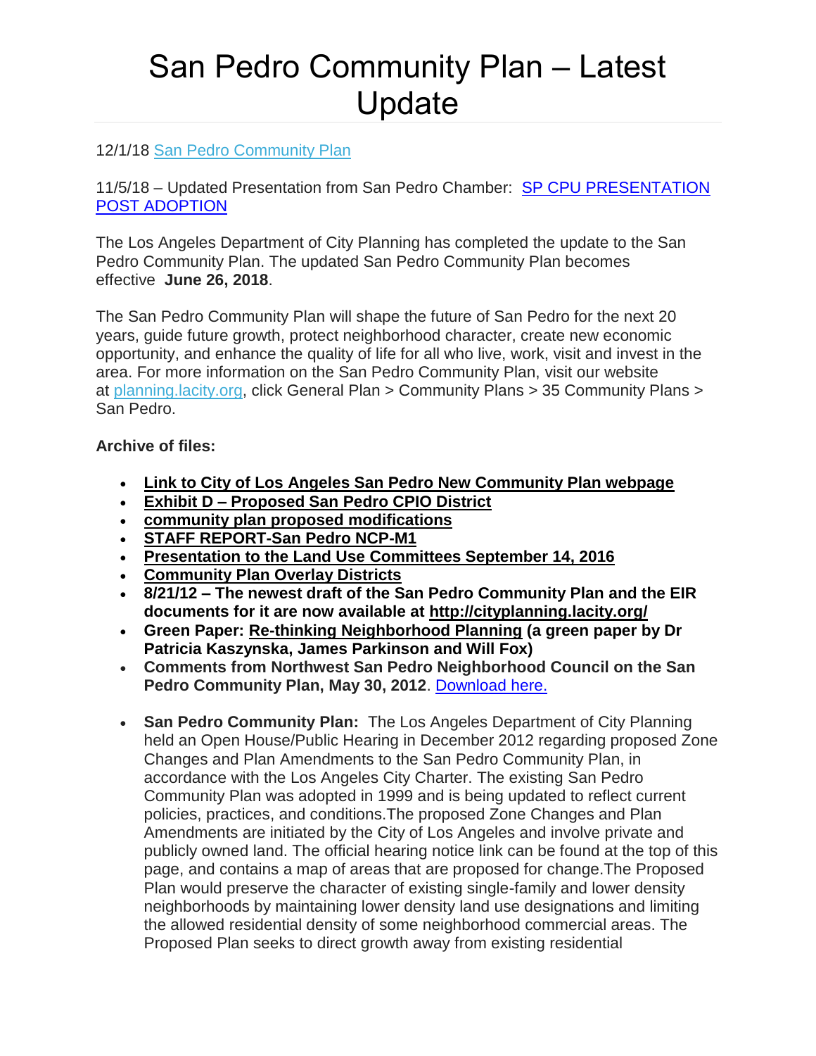# San Pedro Community Plan – Latest Update

12/1/18 San Pedro Community Plan

11/5/18 – Updated Presentation from San Pedro Chamber: SP CPU PRESENTATION POST ADOPTION

The Los Angeles Department of City Planning has completed the update to the San Pedro Community Plan. The updated San Pedro Community Plan becomes effective **June 26, 2018**.

The San Pedro Community Plan will shape the future of San Pedro for the next 20 years, guide future growth, protect neighborhood character, create new economic opportunity, and enhance the quality of life for all who live, work, visit and invest in the area. For more information on the San Pedro Community Plan, visit our website at planning.lacity.org, click General Plan > Community Plans > 35 Community Plans > San Pedro.

**Archive of files:**

- **Link to City of Los Angeles San Pedro New Community Plan webpage**
- **Exhibit D – Proposed San Pedro CPIO District**
- **community plan proposed modifications**
- **STAFF REPORT-San Pedro NCP-M1**
- **Presentation to the Land Use Committees September 14, 2016**
- **Community Plan Overlay Districts**
- **8/21/12 – The newest draft of the San Pedro Community Plan and the EIR documents for it are now available at http://cityplanning.lacity.org/**
- **Green Paper: Re-thinking Neighborhood Planning (a green paper by Dr Patricia Kaszynska, James Parkinson and Will Fox)**
- **Comments from Northwest San Pedro Neighborhood Council on the San Pedro Community Plan, May 30, 2012**. Download here.

- **San Pedro Community Plan:** The Los Angeles Department of City Planning held an Open House/Public Hearing in December 2012 regarding proposed Zone Changes and Plan Amendments to the San Pedro Community Plan, in accordance with the Los Angeles City Charter. The existing San Pedro Community Plan was adopted in 1999 and is being updated to reflect current policies, practices, and conditions.The proposed Zone Changes and Plan Amendments are initiated by the City of Los Angeles and involve private and publicly owned land. The official hearing notice link can be found at the top of this page, and contains a map of areas that are proposed for change.The Proposed Plan would preserve the character of existing single-family and lower density neighborhoods by maintaining lower density land use designations and limiting the allowed residential density of some neighborhood commercial areas. The Proposed Plan seeks to direct growth away from existing residential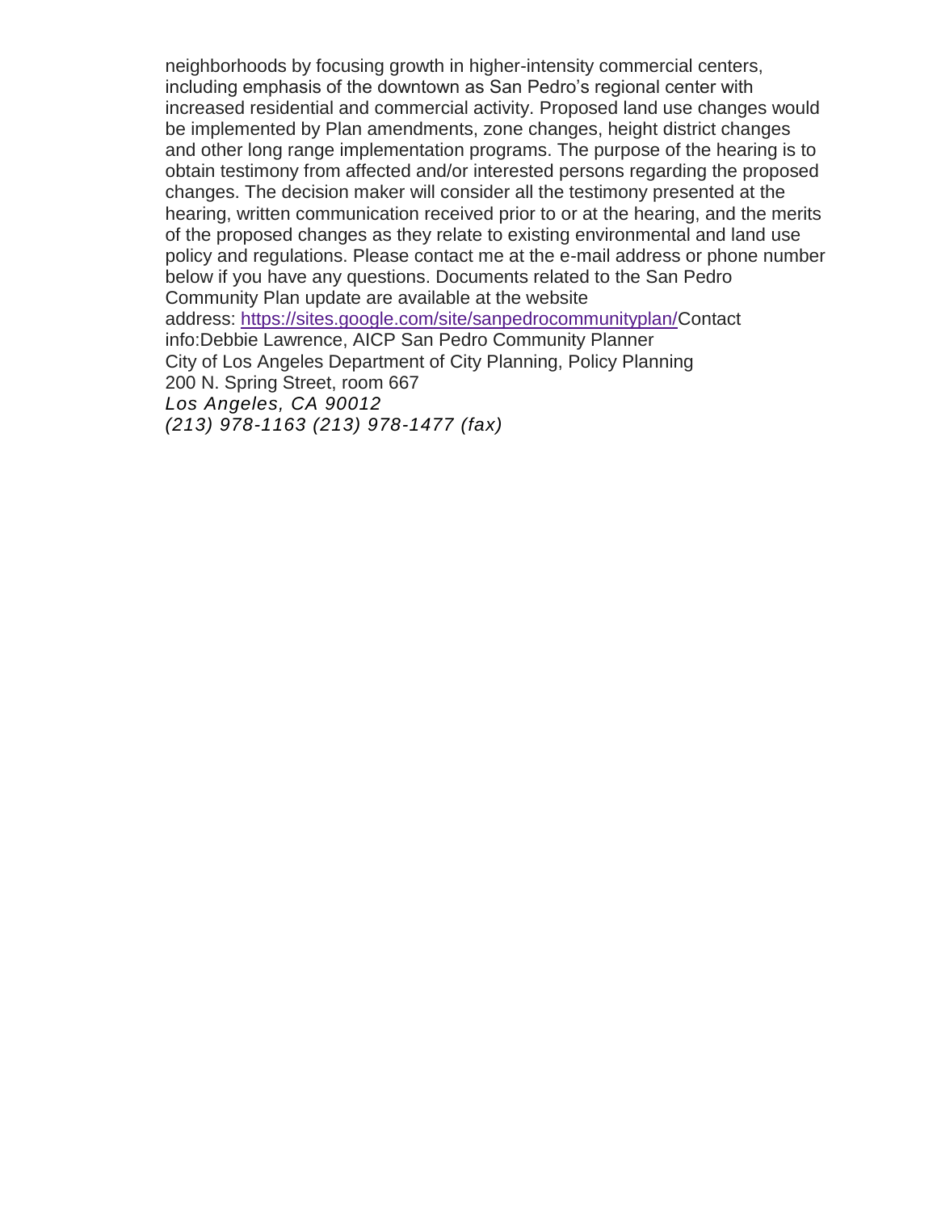neighborhoods by focusing growth in higher-intensity commercial centers, including emphasis of the downtown as San Pedro's regional center with increased residential and commercial activity. Proposed land use changes would be implemented by Plan amendments, zone changes, height district changes and other long range implementation programs. The purpose of the hearing is to obtain testimony from affected and/or interested persons regarding the proposed changes. The decision maker will consider all the testimony presented at the hearing, written communication received prior to or at the hearing, and the merits of the proposed changes as they relate to existing environmental and land use policy and regulations. Please contact me at the e-mail address or phone number below if you have any questions. Documents related to the San Pedro Community Plan update are available at the website address: [https://sites.google.com/site/sanpedrocommunityplan/](https://sites.google.com/site/sanpedrocommunityplan/)Contact info:Debbie Lawrence, AICP San Pedro Community Planner
City of Los Angeles Department of City Planning, Policy Planning
200 N. Spring Street, room 667
*Los Angeles, CA 90012*
*(213) 978-1163 (213) 978-1477 (fax)*